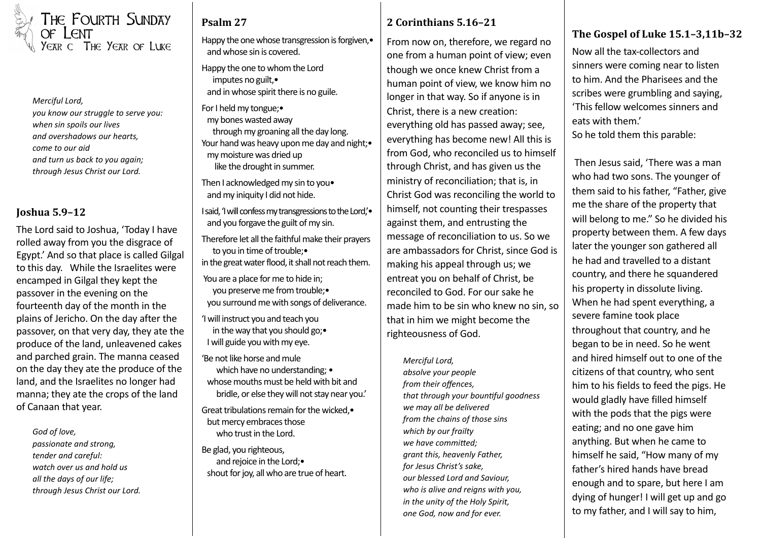# The Fourth Sunday of Lent

Year C The Year of Luke

*Merciful Lord,*
*you know our struggle to serve you:*
*when sin spoils our lives*
*and overshadows our hearts,*
*come to our aid*
*and turn us back to you again;*
*through Jesus Christ our Lord.*

## Joshua 5.9–12

The Lord said to Joshua, 'Today I have rolled away from you the disgrace of Egypt.' And so that place is called Gilgal to this day. While the Israelites were encamped in Gilgal they kept the passover in the evening on the fourteenth day of the month in the plains of Jericho. On the day after the passover, on that very day, they ate the produce of the land, unleavened cakes and parched grain. The manna ceased on the day they ate the produce of the land, and the Israelites no longer had manna; they ate the crops of the land of Canaan that year.

*God of love,*
*passionate and strong,*
*tender and careful:*
*watch over us and hold us*
*all the days of our life;*
*through Jesus Christ our Lord.*

## Psalm 27

Happy the one whose transgression is forgiven,•
and whose sin is covered.

Happy the one to whom the Lord
imputes no guilt,•
and in whose spirit there is no guile.

For I held my tongue;•
my bones wasted away
through my groaning all the day long.
Your hand was heavy upon me day and night;•
my moisture was dried up
like the drought in summer.

Then I acknowledged my sin to you•
and my iniquity I did not hide.

I said, 'I will confess my transgressions to the Lord,'•
and you forgave the guilt of my sin.

Therefore let all the faithful make their prayers
to you in time of trouble;•
in the great water flood, it shall not reach them.

You are a place for me to hide in;
you preserve me from trouble;•
you surround me with songs of deliverance.

'I will instruct you and teach you
in the way that you should go;•
I will guide you with my eye.

'Be not like horse and mule
which have no understanding; •
whose mouths must be held with bit and
bridle, or else they will not stay near you.'

Great tribulations remain for the wicked,•
but mercy embraces those
who trust in the Lord.

Be glad, you righteous,
and rejoice in the Lord;•
shout for joy, all who are true of heart.

## 2 Corinthians 5.16–21

From now on, therefore, we regard no one from a human point of view; even though we once knew Christ from a human point of view, we know him no longer in that way. So if anyone is in Christ, there is a new creation: everything old has passed away; see, everything has become new! All this is from God, who reconciled us to himself through Christ, and has given us the ministry of reconciliation; that is, in Christ God was reconciling the world to himself, not counting their trespasses against them, and entrusting the message of reconciliation to us. So we are ambassadors for Christ, since God is making his appeal through us; we entreat you on behalf of Christ, be reconciled to God. For our sake he made him to be sin who knew no sin, so that in him we might become the righteousness of God.

*Merciful Lord,*
*absolve your people*
*from their offences,*
*that through your bountiful goodness*
*we may all be delivered*
*from the chains of those sins*
*which by our frailty*
*we have committed;*
*grant this, heavenly Father,*
*for Jesus Christ's sake,*
*our blessed Lord and Saviour,*
*who is alive and reigns with you,*
*in the unity of the Holy Spirit,*
*one God, now and for ever.*

## The Gospel of Luke 15.1–3,11b–32

Now all the tax-collectors and sinners were coming near to listen to him. And the Pharisees and the scribes were grumbling and saying, 'This fellow welcomes sinners and eats with them.'
So he told them this parable:

Then Jesus said, 'There was a man who had two sons. The younger of them said to his father, "Father, give me the share of the property that will belong to me." So he divided his property between them. A few days later the younger son gathered all he had and travelled to a distant country, and there he squandered his property in dissolute living. When he had spent everything, a severe famine took place throughout that country, and he began to be in need. So he went and hired himself out to one of the citizens of that country, who sent him to his fields to feed the pigs. He would gladly have filled himself with the pods that the pigs were eating; and no one gave him anything. But when he came to himself he said, "How many of my father's hired hands have bread enough and to spare, but here I am dying of hunger! I will get up and go to my father, and I will say to him,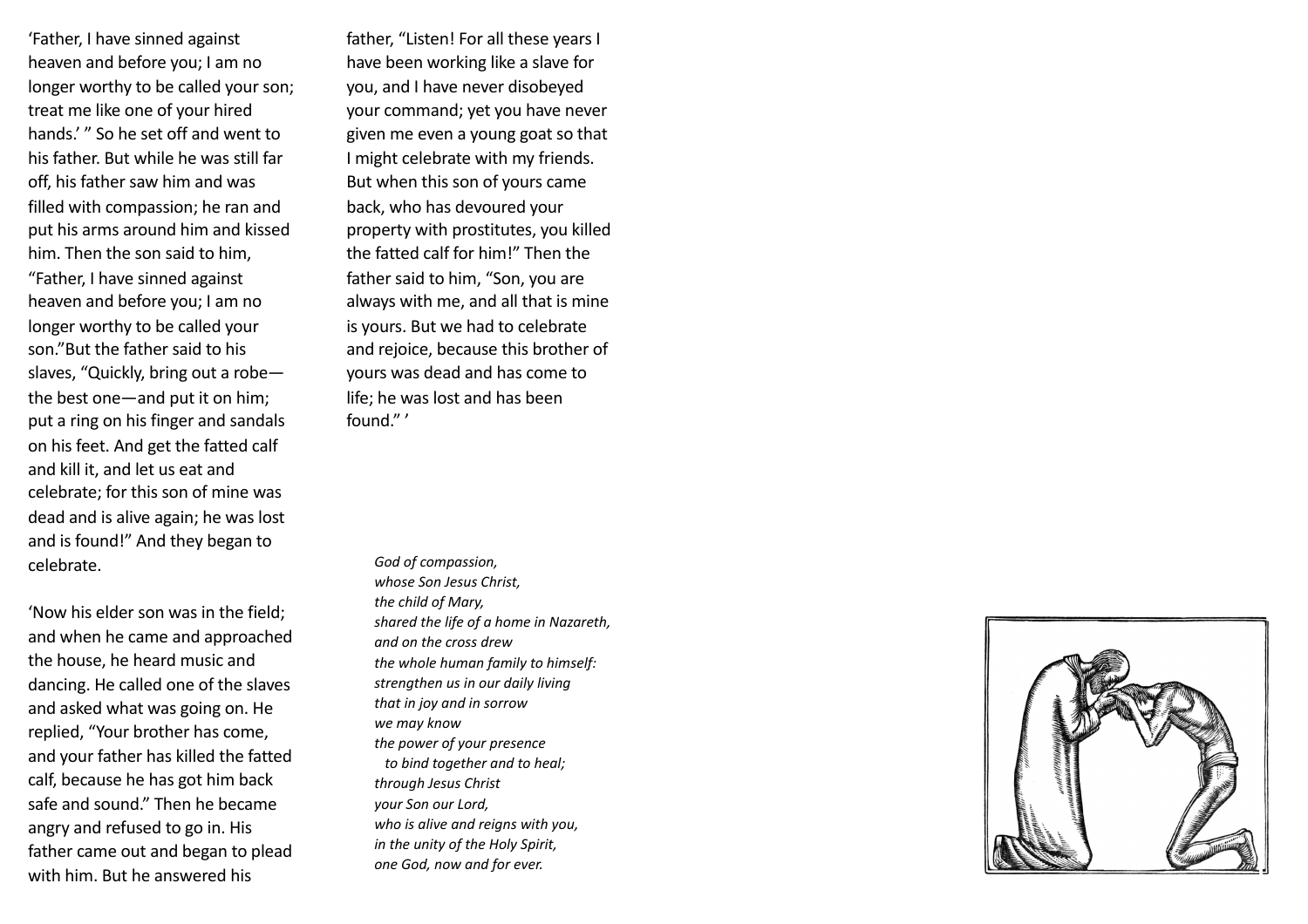'Father, I have sinned against heaven and before you; I am no longer worthy to be called your son; treat me like one of your hired hands.' " So he set off and went to his father. But while he was still far off, his father saw him and was filled with compassion; he ran and put his arms around him and kissed him. Then the son said to him, "Father, I have sinned against heaven and before you; I am no longer worthy to be called your son."But the father said to his slaves, "Quickly, bring out a robe—the best one—and put it on him; put a ring on his finger and sandals on his feet. And get the fatted calf and kill it, and let us eat and celebrate; for this son of mine was dead and is alive again; he was lost and is found!" And they began to celebrate.

'Now his elder son was in the field; and when he came and approached the house, he heard music and dancing. He called one of the slaves and asked what was going on. He replied, "Your brother has come, and your father has killed the fatted calf, because he has got him back safe and sound." Then he became angry and refused to go in. His father came out and began to plead with him. But he answered his father, "Listen! For all these years I have been working like a slave for you, and I have never disobeyed your command; yet you have never given me even a young goat so that I might celebrate with my friends. But when this son of yours came back, who has devoured your property with prostitutes, you killed the fatted calf for him!" Then the father said to him, "Son, you are always with me, and all that is mine is yours. But we had to celebrate and rejoice, because this brother of yours was dead and has come to life; he was lost and has been found." '

*God of compassion,*
*whose Son Jesus Christ,*
*the child of Mary,*
*shared the life of a home in Nazareth,*
*and on the cross drew*
*the whole human family to himself:*
*strengthen us in our daily living*
*that in joy and in sorrow*
*we may know*
*the power of your presence*
*to bind together and to heal;*
*through Jesus Christ*
*your Son our Lord,*
*who is alive and reigns with you,*
*in the unity of the Holy Spirit,*
*one God, now and for ever.*